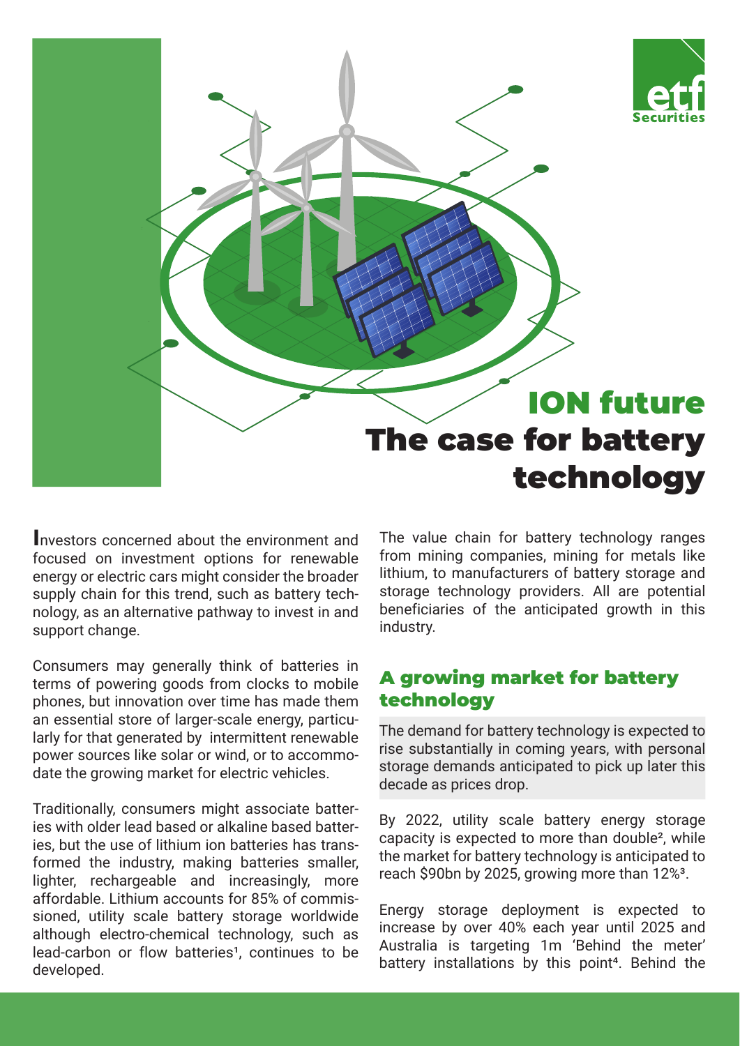# ION future
# The case for battery technology

Investors concerned about the environment and focused on investment options for renewable energy or electric cars might consider the broader supply chain for this trend, such as battery technology, as an alternative pathway to invest in and support change.

Consumers may generally think of batteries in terms of powering goods from clocks to mobile phones, but innovation over time has made them an essential store of larger-scale energy, particularly for that generated by intermittent renewable power sources like solar or wind, or to accommodate the growing market for electric vehicles.

Traditionally, consumers might associate batteries with older lead based or alkaline based batteries, but the use of lithium ion batteries has transformed the industry, making batteries smaller, lighter, rechargeable and increasingly, more affordable. Lithium accounts for 85% of commissioned, utility scale battery storage worldwide although electro-chemical technology, such as lead-carbon or flow batteries[1], continues to be developed.

The value chain for battery technology ranges from mining companies, mining for metals like lithium, to manufacturers of battery storage and storage technology providers. All are potential beneficiaries of the anticipated growth in this industry.

## A growing market for battery technology

The demand for battery technology is expected to rise substantially in coming years, with personal storage demands anticipated to pick up later this decade as prices drop.

By 2022, utility scale battery energy storage capacity is expected to more than double[2], while the market for battery technology is anticipated to reach $90bn by 2025, growing more than 12%[3].

Energy storage deployment is expected to increase by over 40% each year until 2025 and Australia is targeting 1m 'Behind the meter' battery installations by this point[4]. Behind the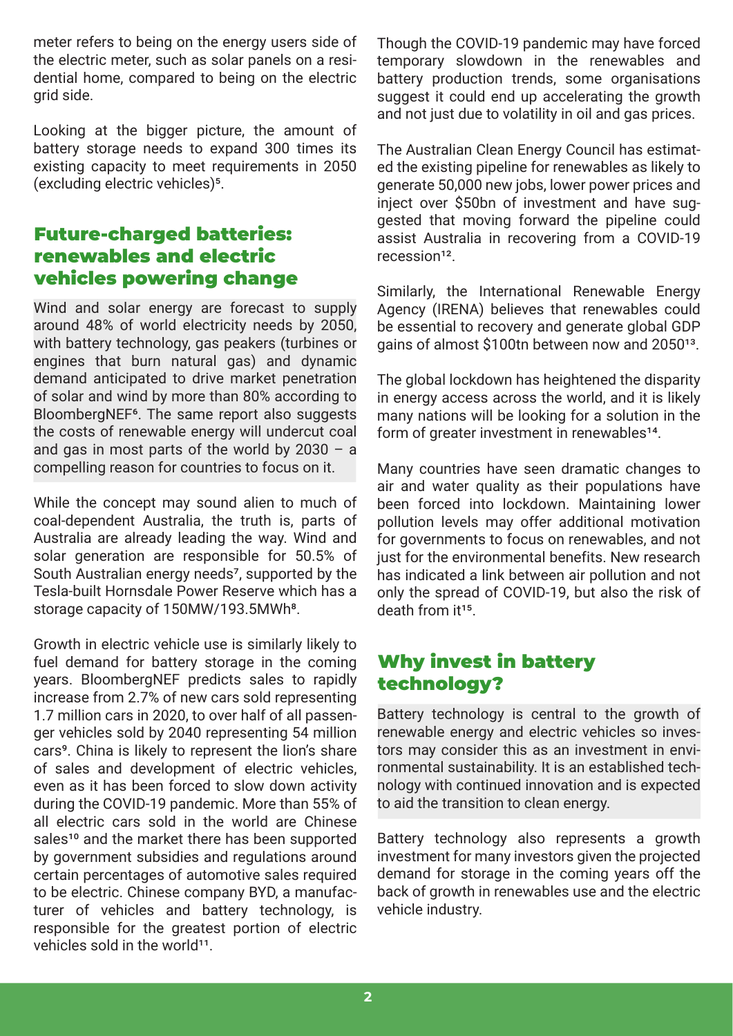meter refers to being on the energy users side of the electric meter, such as solar panels on a residential home, compared to being on the electric grid side.

Looking at the bigger picture, the amount of battery storage needs to expand 300 times its existing capacity to meet requirements in 2050 (excluding electric vehicles)[5].

## Future-charged batteries: renewables and electric vehicles powering change

Wind and solar energy are forecast to supply around 48% of world electricity needs by 2050, with battery technology, gas peakers (turbines or engines that burn natural gas) and dynamic demand anticipated to drive market penetration of solar and wind by more than 80% according to BloombergNEF[6]. The same report also suggests the costs of renewable energy will undercut coal and gas in most parts of the world by 2030 – a compelling reason for countries to focus on it.

While the concept may sound alien to much of coal-dependent Australia, the truth is, parts of Australia are already leading the way. Wind and solar generation are responsible for 50.5% of South Australian energy needs[7], supported by the Tesla-built Hornsdale Power Reserve which has a storage capacity of 150MW/193.5MWh[8].

Growth in electric vehicle use is similarly likely to fuel demand for battery storage in the coming years. BloombergNEF predicts sales to rapidly increase from 2.7% of new cars sold representing 1.7 million cars in 2020, to over half of all passenger vehicles sold by 2040 representing 54 million cars[9]. China is likely to represent the lion's share of sales and development of electric vehicles, even as it has been forced to slow down activity during the COVID-19 pandemic. More than 55% of all electric cars sold in the world are Chinese sales[10] and the market there has been supported by government subsidies and regulations around certain percentages of automotive sales required to be electric. Chinese company BYD, a manufacturer of vehicles and battery technology, is responsible for the greatest portion of electric vehicles sold in the world[11].

Though the COVID-19 pandemic may have forced temporary slowdown in the renewables and battery production trends, some organisations suggest it could end up accelerating the growth and not just due to volatility in oil and gas prices.

The Australian Clean Energy Council has estimated the existing pipeline for renewables as likely to generate 50,000 new jobs, lower power prices and inject over $50bn of investment and have suggested that moving forward the pipeline could assist Australia in recovering from a COVID-19 recession[12].

Similarly, the International Renewable Energy Agency (IRENA) believes that renewables could be essential to recovery and generate global GDP gains of almost $100tn between now and 2050[13].

The global lockdown has heightened the disparity in energy access across the world, and it is likely many nations will be looking for a solution in the form of greater investment in renewables[14].

Many countries have seen dramatic changes to air and water quality as their populations have been forced into lockdown. Maintaining lower pollution levels may offer additional motivation for governments to focus on renewables, and not just for the environmental benefits. New research has indicated a link between air pollution and not only the spread of COVID-19, but also the risk of death from it[15].

## Why invest in battery technology?

Battery technology is central to the growth of renewable energy and electric vehicles so investors may consider this as an investment in environmental sustainability. It is an established technology with continued innovation and is expected to aid the transition to clean energy.

Battery technology also represents a growth investment for many investors given the projected demand for storage in the coming years off the back of growth in renewables use and the electric vehicle industry.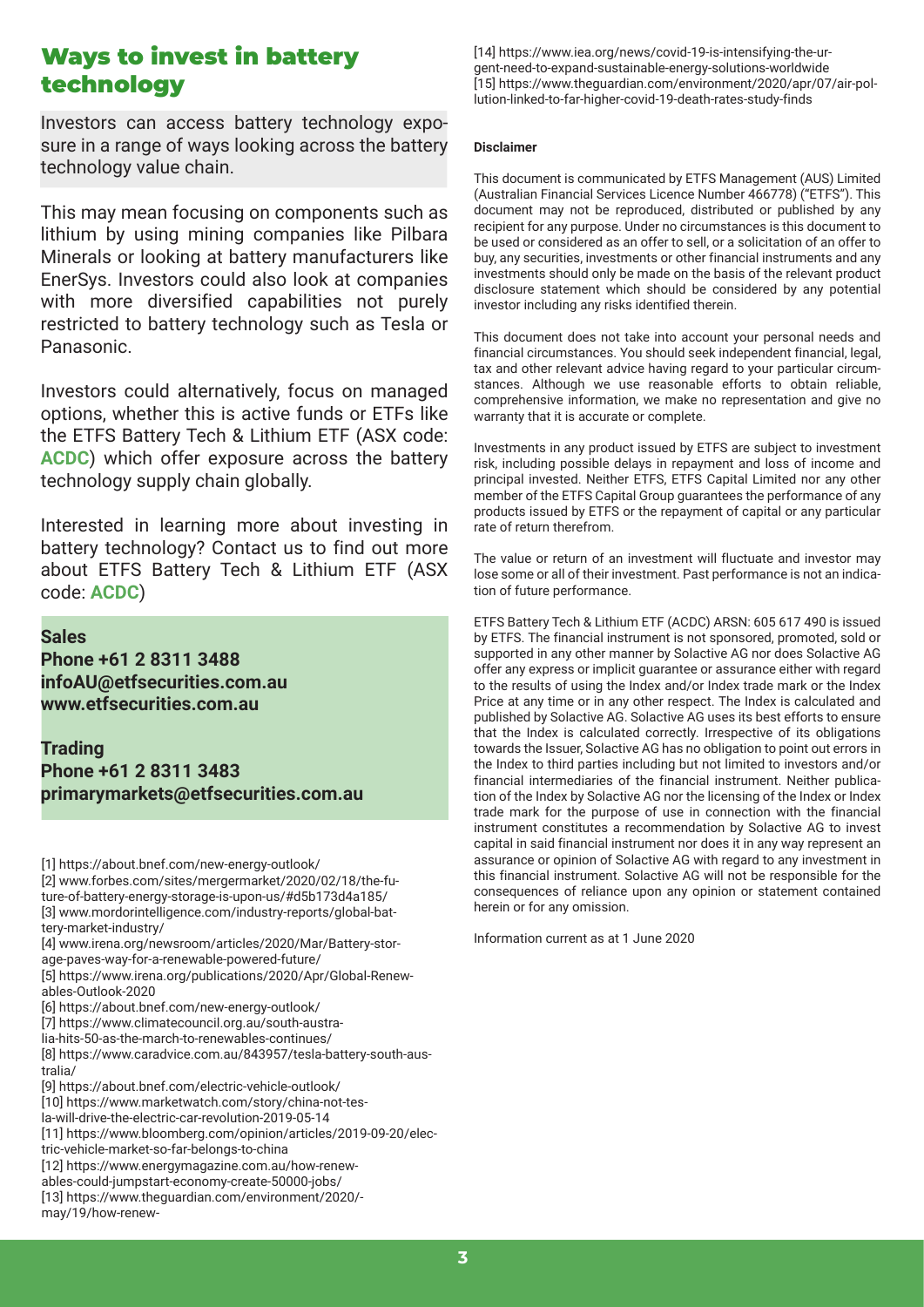# Ways to invest in battery technology

Investors can access battery technology exposure in a range of ways looking across the battery technology value chain.

This may mean focusing on components such as lithium by using mining companies like Pilbara Minerals or looking at battery manufacturers like EnerSys. Investors could also look at companies with more diversified capabilities not purely restricted to battery technology such as Tesla or Panasonic.

Investors could alternatively, focus on managed options, whether this is active funds or ETFs like the ETFS Battery Tech & Lithium ETF (ASX code: **ACDC**) which offer exposure across the battery technology supply chain globally.

Interested in learning more about investing in battery technology? Contact us to find out more about ETFS Battery Tech & Lithium ETF (ASX code: **ACDC**)

**Sales**
**Phone +61 2 8311 3488**
**infoAU@etfsecurities.com.au**
**www.etfsecurities.com.au**

**Trading**
**Phone +61 2 8311 3483**
**primarymarkets@etfsecurities.com.au**

[1] https://about.bnef.com/new-energy-outlook/
[2] www.forbes.com/sites/mergermarket/2020/02/18/the-future-of-battery-energy-storage-is-upon-us/#d5b173d4a185/
[3] www.mordorintelligence.com/industry-reports/global-battery-market-industry/
[4] www.irena.org/newsroom/articles/2020/Mar/Battery-storage-paves-way-for-a-renewable-powered-future/
[5] https://www.irena.org/publications/2020/Apr/Global-Renewables-Outlook-2020
[6] https://about.bnef.com/new-energy-outlook/
[7] https://www.climatecouncil.org.au/south-australia-hits-50-as-the-march-to-renewables-continues/
[8] https://www.caradvice.com.au/843957/tesla-battery-south-australia/
[9] https://about.bnef.com/electric-vehicle-outlook/
[10] https://www.marketwatch.com/story/china-not-tesla-will-drive-the-electric-car-revolution-2019-05-14
[11] https://www.bloomberg.com/opinion/articles/2019-09-20/electric-vehicle-market-so-far-belongs-to-china
[12] https://www.energymagazine.com.au/how-renewables-could-jumpstart-economy-create-50000-jobs/
[13] https://www.theguardian.com/environment/2020/-may/19/how-renew-
[14] https://www.iea.org/news/covid-19-is-intensifying-the-urgent-need-to-expand-sustainable-energy-solutions-worldwide
[15] https://www.theguardian.com/environment/2020/apr/07/air-pollution-linked-to-far-higher-covid-19-death-rates-study-finds

**Disclaimer**

This document is communicated by ETFS Management (AUS) Limited (Australian Financial Services Licence Number 466778) ("ETFS"). This document may not be reproduced, distributed or published by any recipient for any purpose. Under no circumstances is this document to be used or considered as an offer to sell, or a solicitation of an offer to buy, any securities, investments or other financial instruments and any investments should only be made on the basis of the relevant product disclosure statement which should be considered by any potential investor including any risks identified therein.

This document does not take into account your personal needs and financial circumstances. You should seek independent financial, legal, tax and other relevant advice having regard to your particular circumstances. Although we use reasonable efforts to obtain reliable, comprehensive information, we make no representation and give no warranty that it is accurate or complete.

Investments in any product issued by ETFS are subject to investment risk, including possible delays in repayment and loss of income and principal invested. Neither ETFS, ETFS Capital Limited nor any other member of the ETFS Capital Group guarantees the performance of any products issued by ETFS or the repayment of capital or any particular rate of return therefrom.

The value or return of an investment will fluctuate and investor may lose some or all of their investment. Past performance is not an indication of future performance.

ETFS Battery Tech & Lithium ETF (ACDC) ARSN: 605 617 490 is issued by ETFS. The financial instrument is not sponsored, promoted, sold or supported in any other manner by Solactive AG nor does Solactive AG offer any express or implicit guarantee or assurance either with regard to the results of using the Index and/or Index trade mark or the Index Price at any time or in any other respect. The Index is calculated and published by Solactive AG. Solactive AG uses its best efforts to ensure that the Index is calculated correctly. Irrespective of its obligations towards the Issuer, Solactive AG has no obligation to point out errors in the Index to third parties including but not limited to investors and/or financial intermediaries of the financial instrument. Neither publication of the Index by Solactive AG nor the licensing of the Index or Index trade mark for the purpose of use in connection with the financial instrument constitutes a recommendation by Solactive AG to invest capital in said financial instrument nor does it in any way represent an assurance or opinion of Solactive AG with regard to any investment in this financial instrument. Solactive AG will not be responsible for the consequences of reliance upon any opinion or statement contained herein or for any omission.

Information current as at 1 June 2020